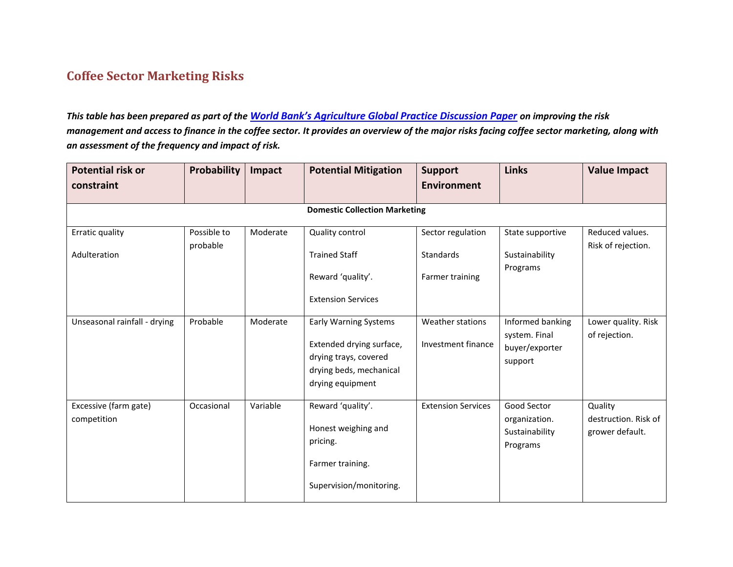# Coffee Sector Marketing Risks

***This table has been prepared as part of the [World Bank's Agriculture Global Practice Discussion Paper] on improving the risk management and access to finance in the coffee sector. It provides an overview of the major risks facing coffee sector marketing, along with an assessment of the frequency and impact of risk.***

| Potential risk or constraint | Probability | Impact | Potential Mitigation | Support Environment | Links | Value Impact |
|---|---|---|---|---|---|---|
| **Domestic Collection Marketing** | | | | | | |
| Erratic quality<br><br>Adulteration | Possible to probable | Moderate | Quality control<br><br>Trained Staff<br><br>Reward 'quality'.<br><br>Extension Services | Sector regulation<br><br>Standards<br><br>Farmer training | State supportive<br><br>Sustainability Programs | Reduced values. Risk of rejection. |
| Unseasonal rainfall - drying | Probable | Moderate | Early Warning Systems<br><br>Extended drying surface, drying trays, covered drying beds, mechanical drying equipment | Weather stations<br><br>Investment finance | Informed banking system. Final buyer/exporter support | Lower quality. Risk of rejection. |
| Excessive (farm gate) competition | Occasional | Variable | Reward 'quality'.<br><br>Honest weighing and pricing.<br><br>Farmer training.<br><br>Supervision/monitoring. | Extension Services | Good Sector organization. Sustainability Programs | Quality destruction. Risk of grower default. |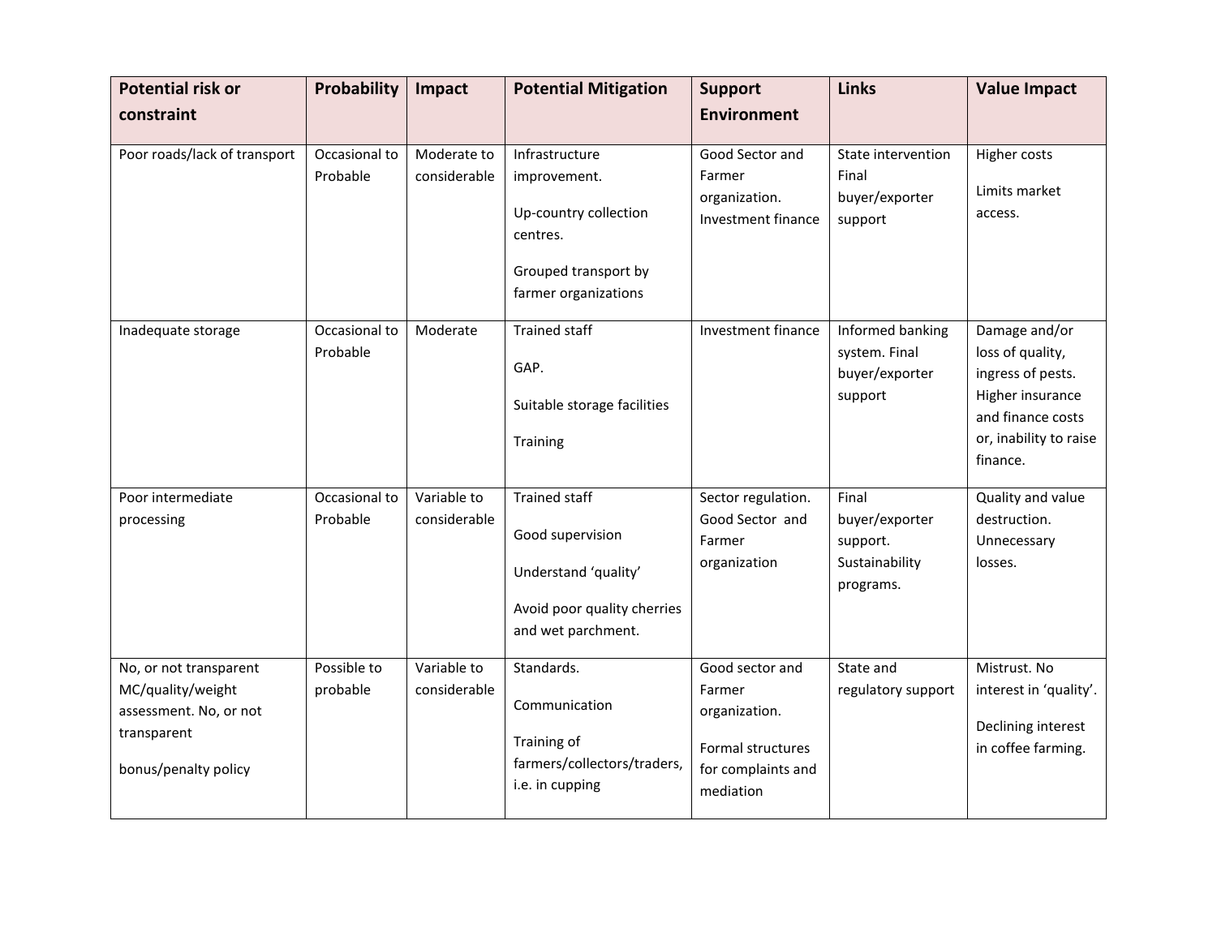| Potential risk or constraint | Probability | Impact | Potential Mitigation | Support Environment | Links | Value Impact |
|---|---|---|---|---|---|---|
| Poor roads/lack of transport | Occasional to Probable | Moderate to considerable | Infrastructure improvement.<br><br>Up-country collection centres.<br><br>Grouped transport by farmer organizations | Good Sector and Farmer organization. Investment finance | State intervention Final buyer/exporter support | Higher costs<br><br>Limits market access. |
| Inadequate storage | Occasional to Probable | Moderate | Trained staff<br><br>GAP.<br><br>Suitable storage facilities<br><br>Training | Investment finance | Informed banking system. Final buyer/exporter support | Damage and/or loss of quality, ingress of pests. Higher insurance and finance costs or, inability to raise finance. |
| Poor intermediate processing | Occasional to Probable | Variable to considerable | Trained staff<br><br>Good supervision<br><br>Understand 'quality'<br><br>Avoid poor quality cherries and wet parchment. | Sector regulation. Good Sector and Farmer organization | Final buyer/exporter support. Sustainability programs. | Quality and value destruction. Unnecessary losses. |
| No, or not transparent MC/quality/weight assessment. No, or not transparent<br><br>bonus/penalty policy | Possible to probable | Variable to considerable | Standards.<br><br>Communication<br><br>Training of farmers/collectors/traders, i.e. in cupping | Good sector and Farmer organization.<br><br>Formal structures for complaints and mediation | State and regulatory support | Mistrust. No interest in 'quality'.<br><br>Declining interest in coffee farming. |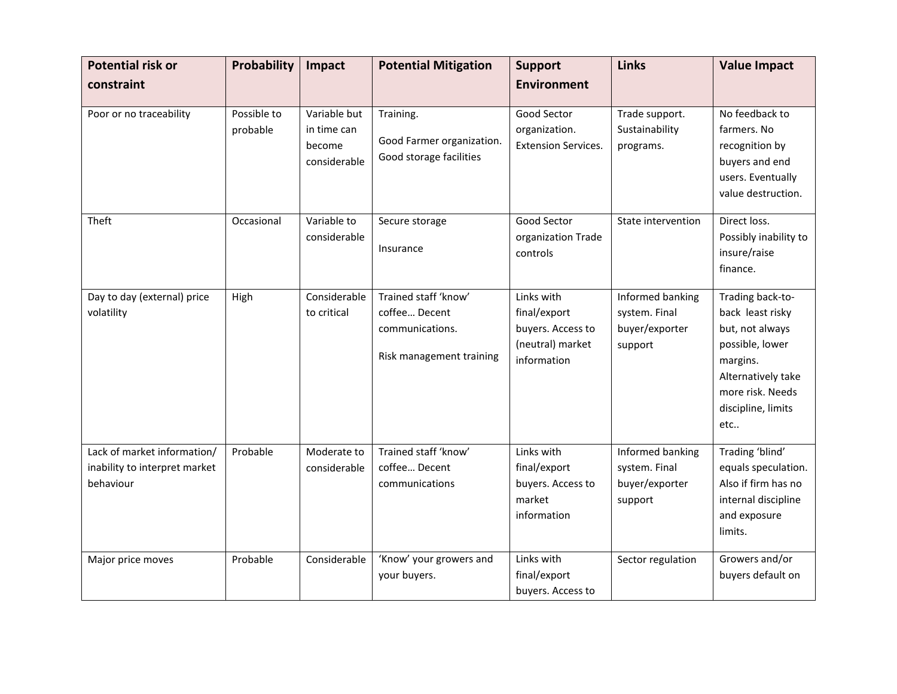| Potential risk or constraint | Probability | Impact | Potential Mitigation | Support Environment | Links | Value Impact |
|---|---|---|---|---|---|---|
| Poor or no traceability | Possible to probable | Variable but in time can become considerable | Training.<br><br>Good Farmer organization. Good storage facilities | Good Sector organization. Extension Services. | Trade support. Sustainability programs. | No feedback to farmers. No recognition by buyers and end users. Eventually value destruction. |
| Theft | Occasional | Variable to considerable | Secure storage<br><br>Insurance | Good Sector organization Trade controls | State intervention | Direct loss. Possibly inability to insure/raise finance. |
| Day to day (external) price volatility | High | Considerable to critical | Trained staff 'know' coffee… Decent communications.<br><br>Risk management training | Links with final/export buyers. Access to (neutral) market information | Informed banking system. Final buyer/exporter support | Trading back-to-back least risky but, not always possible, lower margins. Alternatively take more risk. Needs discipline, limits etc.. |
| Lack of market information/ inability to interpret market behaviour | Probable | Moderate to considerable | Trained staff 'know' coffee… Decent communications | Links with final/export buyers. Access to market information | Informed banking system. Final buyer/exporter support | Trading 'blind' equals speculation. Also if firm has no internal discipline and exposure limits. |
| Major price moves | Probable | Considerable | 'Know' your growers and your buyers. | Links with final/export buyers. Access to | Sector regulation | Growers and/or buyers default on |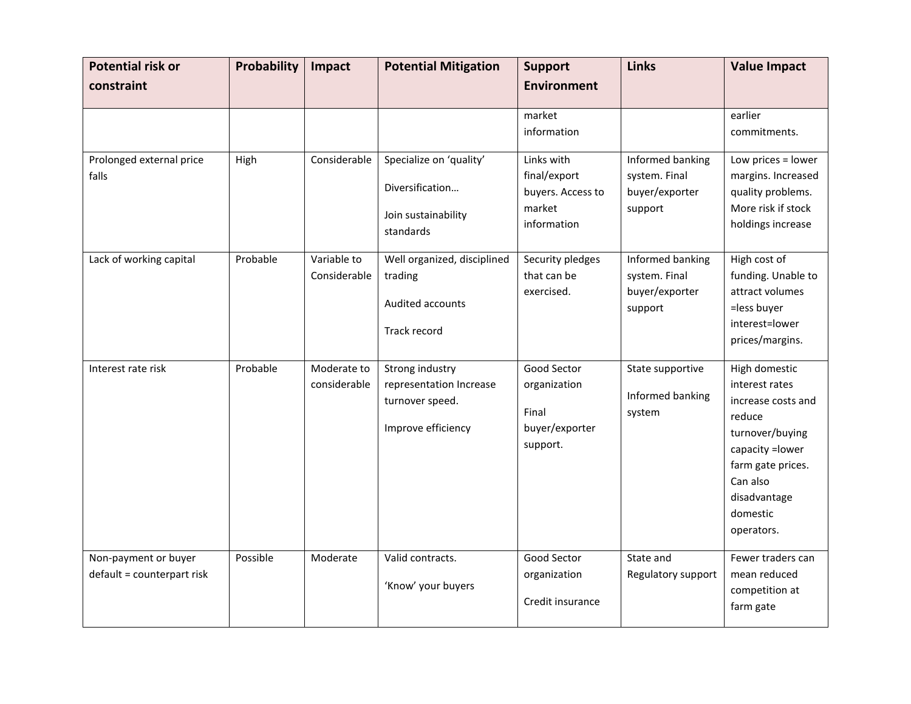| Potential risk or constraint | Probability | Impact | Potential Mitigation | Support Environment | Links | Value Impact |
|---|---|---|---|---|---|---|
| | | | | market information | | earlier commitments. |
| Prolonged external price falls | High | Considerable | Specialize on 'quality'<br><br>Diversification…<br><br>Join sustainability standards | Links with final/export buyers. Access to market information | Informed banking system. Final buyer/exporter support | Low prices = lower margins. Increased quality problems. More risk if stock holdings increase |
| Lack of working capital | Probable | Variable to Considerable | Well organized, disciplined trading<br><br>Audited accounts<br><br>Track record | Security pledges that can be exercised. | Informed banking system. Final buyer/exporter support | High cost of funding. Unable to attract volumes =less buyer interest=lower prices/margins. |
| Interest rate risk | Probable | Moderate to considerable | Strong industry representation Increase turnover speed.<br><br>Improve efficiency | Good Sector organization<br><br>Final buyer/exporter support. | State supportive<br><br>Informed banking system | High domestic interest rates increase costs and reduce turnover/buying capacity =lower farm gate prices. Can also disadvantage domestic operators. |
| Non-payment or buyer default = counterpart risk | Possible | Moderate | Valid contracts.<br><br>'Know' your buyers | Good Sector organization<br><br>Credit insurance | State and Regulatory support | Fewer traders can mean reduced competition at farm gate |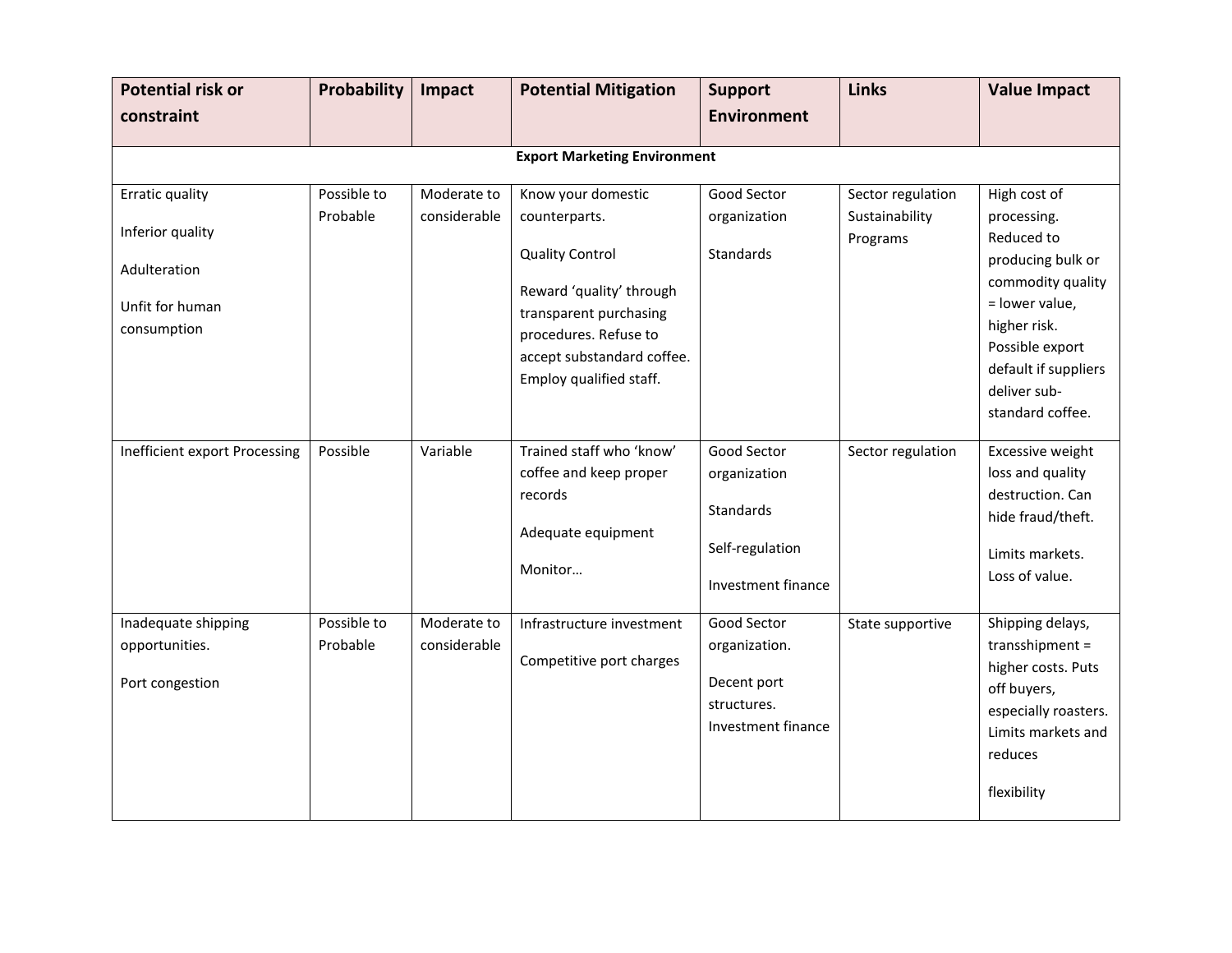| Potential risk or constraint | Probability | Impact | Potential Mitigation | Support Environment | Links | Value Impact |
|---|---|---|---|---|---|---|
| **Export Marketing Environment** | | | | | | |
| Erratic quality<br><br>Inferior quality<br><br>Adulteration<br><br>Unfit for human consumption | Possible to Probable | Moderate to considerable | Know your domestic counterparts.<br><br>Quality Control<br><br>Reward 'quality' through transparent purchasing procedures. Refuse to accept substandard coffee. Employ qualified staff. | Good Sector organization<br><br>Standards | Sector regulation Sustainability Programs | High cost of processing. Reduced to producing bulk or commodity quality = lower value, higher risk. Possible export default if suppliers deliver sub-standard coffee. |
| Inefficient export Processing | Possible | Variable | Trained staff who 'know' coffee and keep proper records<br><br>Adequate equipment<br><br>Monitor… | Good Sector organization<br><br>Standards<br><br>Self-regulation<br><br>Investment finance | Sector regulation | Excessive weight loss and quality destruction. Can hide fraud/theft.<br><br>Limits markets. Loss of value. |
| Inadequate shipping opportunities.<br><br>Port congestion | Possible to Probable | Moderate to considerable | Infrastructure investment<br><br>Competitive port charges | Good Sector organization.<br><br>Decent port structures. Investment finance | State supportive | Shipping delays, transshipment = higher costs. Puts off buyers, especially roasters. Limits markets and reduces<br><br>flexibility |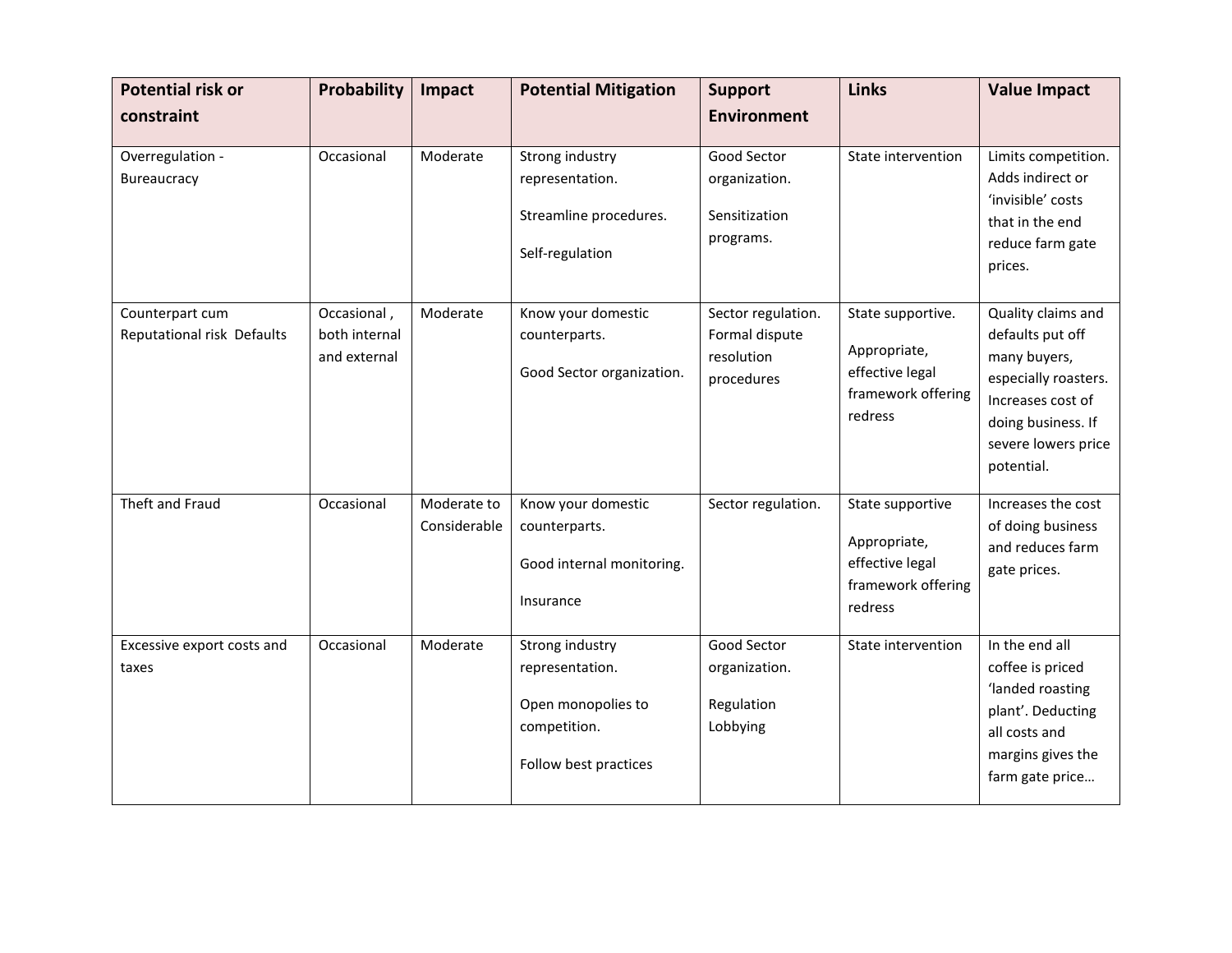| Potential risk or constraint | Probability | Impact | Potential Mitigation | Support Environment | Links | Value Impact |
|---|---|---|---|---|---|---|
| Overregulation - Bureaucracy | Occasional | Moderate | Strong industry representation.<br><br>Streamline procedures.<br><br>Self-regulation | Good Sector organization.<br><br>Sensitization programs. | State intervention | Limits competition. Adds indirect or 'invisible' costs that in the end reduce farm gate prices. |
| Counterpart cum Reputational risk Defaults | Occasional , both internal and external | Moderate | Know your domestic counterparts.<br><br>Good Sector organization. | Sector regulation. Formal dispute resolution procedures | State supportive.<br><br>Appropriate, effective legal framework offering redress | Quality claims and defaults put off many buyers, especially roasters. Increases cost of doing business. If severe lowers price potential. |
| Theft and Fraud | Occasional | Moderate to Considerable | Know your domestic counterparts.<br><br>Good internal monitoring.<br><br>Insurance | Sector regulation. | State supportive<br><br>Appropriate, effective legal framework offering redress | Increases the cost of doing business and reduces farm gate prices. |
| Excessive export costs and taxes | Occasional | Moderate | Strong industry representation.<br><br>Open monopolies to competition.<br><br>Follow best practices | Good Sector organization.<br><br>Regulation Lobbying | State intervention | In the end all coffee is priced 'landed roasting plant'. Deducting all costs and margins gives the farm gate price… |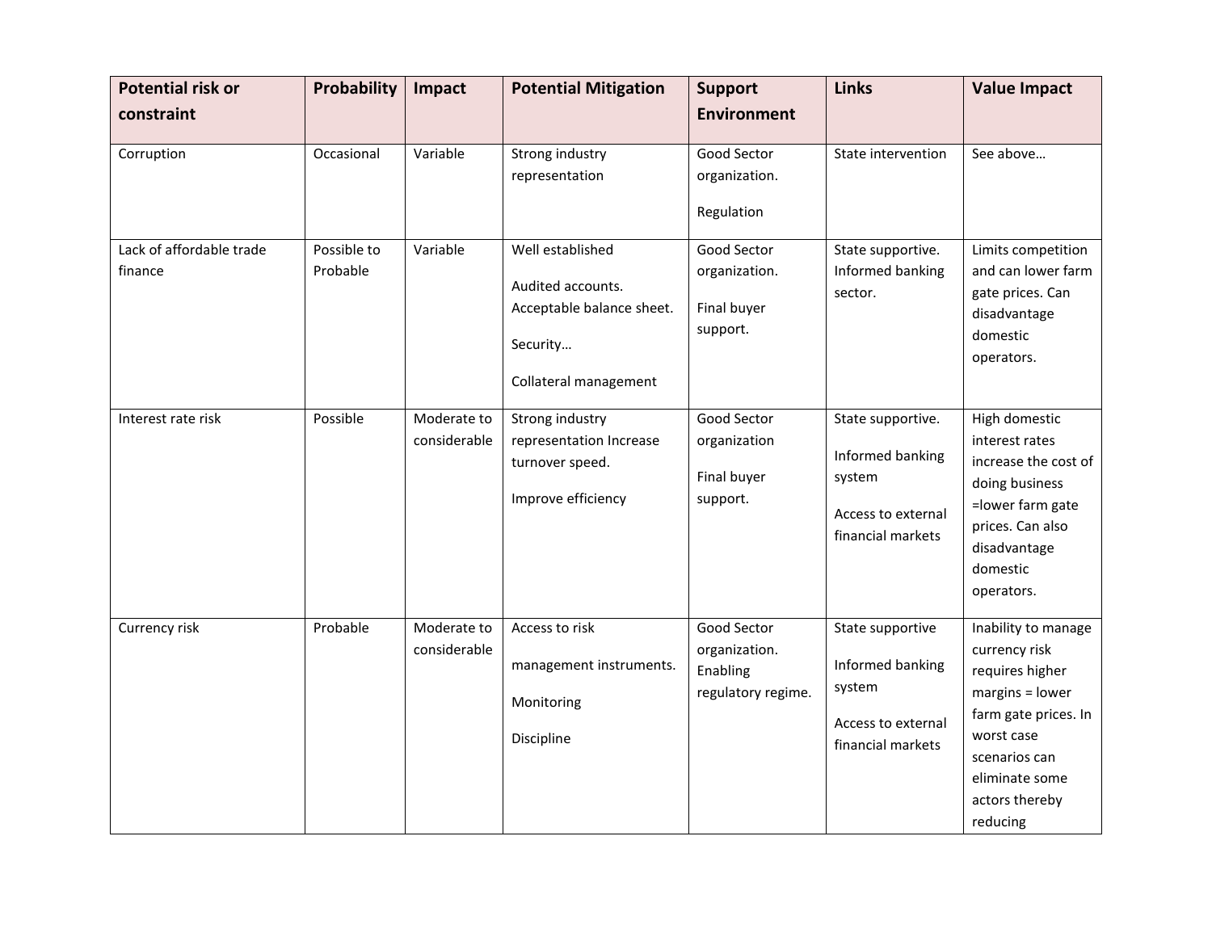| Potential risk or constraint | Probability | Impact | Potential Mitigation | Support Environment | Links | Value Impact |
|---|---|---|---|---|---|---|
| Corruption | Occasional | Variable | Strong industry representation | Good Sector organization. Regulation | State intervention | See above… |
| Lack of affordable trade finance | Possible to Probable | Variable | Well established Audited accounts. Acceptable balance sheet. Security… Collateral management | Good Sector organization. Final buyer support. | State supportive. Informed banking sector. | Limits competition and can lower farm gate prices. Can disadvantage domestic operators. |
| Interest rate risk | Possible | Moderate to considerable | Strong industry representation Increase turnover speed. Improve efficiency | Good Sector organization Final buyer support. | State supportive. Informed banking system Access to external financial markets | High domestic interest rates increase the cost of doing business =lower farm gate prices. Can also disadvantage domestic operators. |
| Currency risk | Probable | Moderate to considerable | Access to risk management instruments. Monitoring Discipline | Good Sector organization. Enabling regulatory regime. | State supportive Informed banking system Access to external financial markets | Inability to manage currency risk requires higher margins = lower farm gate prices. In worst case scenarios can eliminate some actors thereby reducing |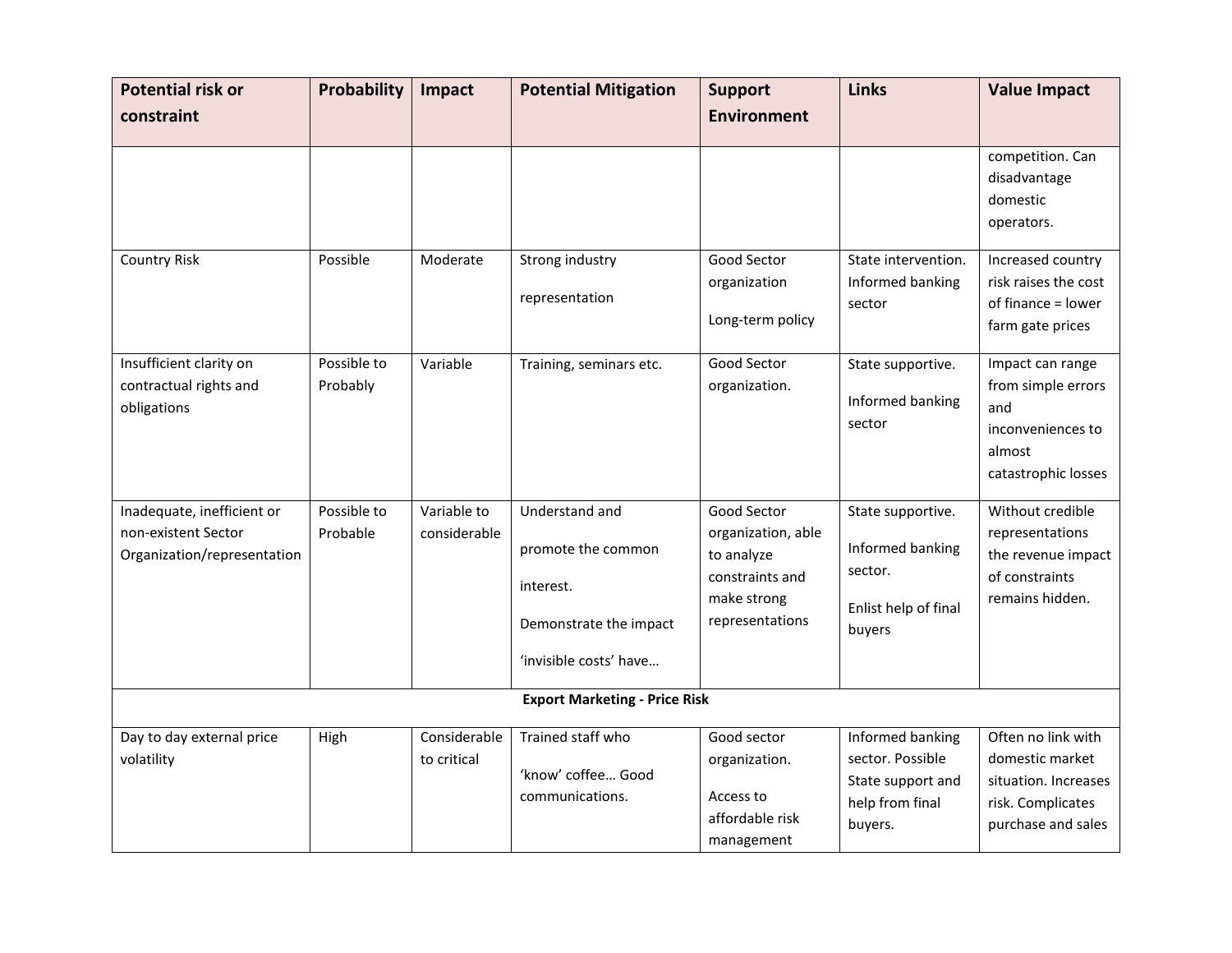| Potential risk or constraint | Probability | Impact | Potential Mitigation | Support Environment | Links | Value Impact |
|---|---|---|---|---|---|---|
| | | | | | | competition. Can disadvantage domestic operators. |
| Country Risk | Possible | Moderate | Strong industry representation | Good Sector organization<br><br>Long-term policy | State intervention. Informed banking sector | Increased country risk raises the cost of finance = lower farm gate prices |
| Insufficient clarity on contractual rights and obligations | Possible to Probably | Variable | Training, seminars etc. | Good Sector organization. | State supportive.<br><br>Informed banking sector | Impact can range from simple errors and inconveniences to almost catastrophic losses |
| Inadequate, inefficient or non-existent Sector Organization/representation | Possible to Probable | Variable to considerable | Understand and promote the common interest.<br><br>Demonstrate the impact 'invisible costs' have… | Good Sector organization, able to analyze constraints and make strong representations | State supportive.<br><br>Informed banking sector.<br><br>Enlist help of final buyers | Without credible representations the revenue impact of constraints remains hidden. |
| **Export Marketing - Price Risk** | | | | | | |
| Day to day external price volatility | High | Considerable to critical | Trained staff who 'know' coffee… Good communications. | Good sector organization.<br><br>Access to affordable risk management | Informed banking sector. Possible State support and help from final buyers. | Often no link with domestic market situation. Increases risk. Complicates purchase and sales |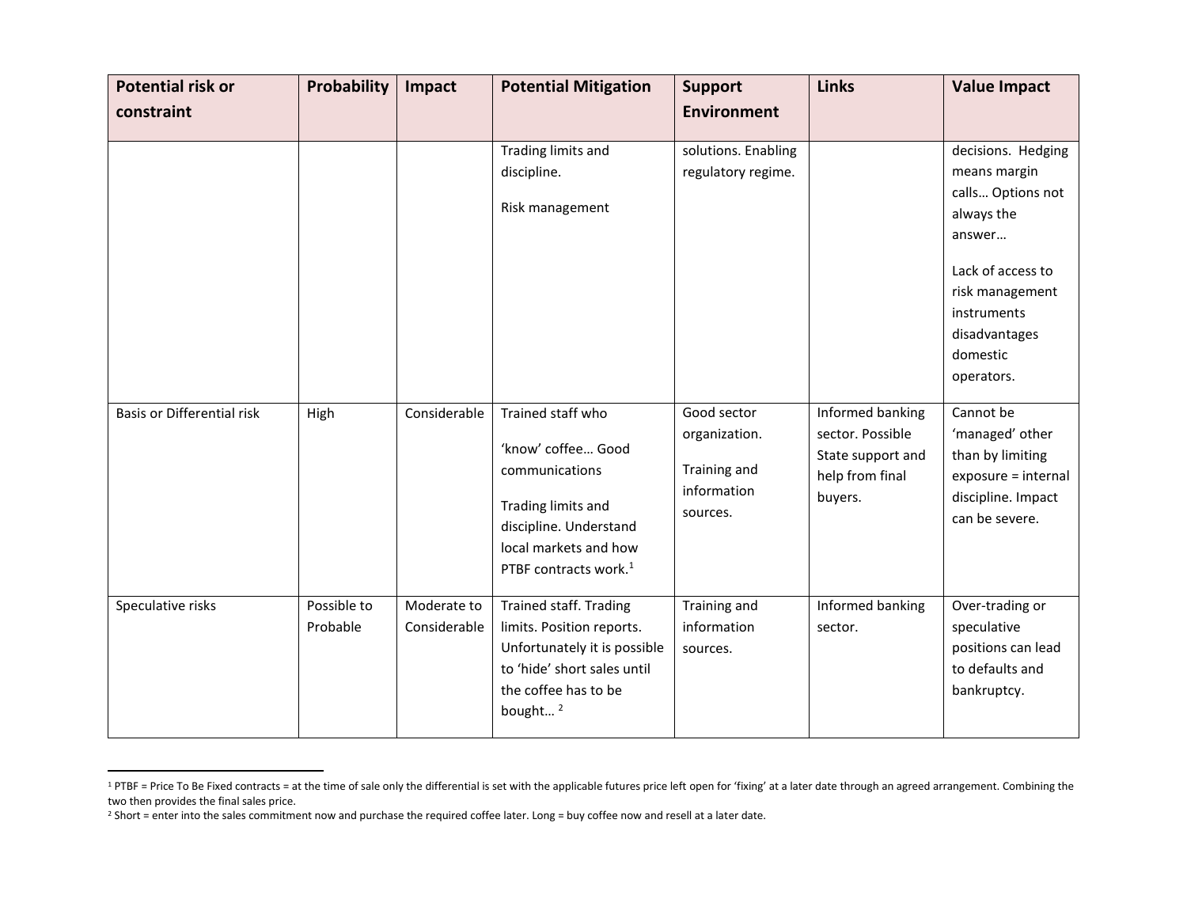| Potential risk or constraint | Probability | Impact | Potential Mitigation | Support Environment | Links | Value Impact |
|---|---|---|---|---|---|---|
| | | | Trading limits and discipline. Risk management | solutions. Enabling regulatory regime. | | decisions. Hedging means margin calls… Options not always the answer… Lack of access to risk management instruments disadvantages domestic operators. |
| Basis or Differential risk | High | Considerable | Trained staff who 'know' coffee… Good communications Trading limits and discipline. Understand local markets and how PTBF contracts work.[1] | Good sector organization. Training and information sources. | Informed banking sector. Possible State support and help from final buyers. | Cannot be 'managed' other than by limiting exposure = internal discipline. Impact can be severe. |
| Speculative risks | Possible to Probable | Moderate to Considerable | Trained staff. Trading limits. Position reports. Unfortunately it is possible to 'hide' short sales until the coffee has to be bought… [2] | Training and information sources. | Informed banking sector. | Over-trading or speculative positions can lead to defaults and bankruptcy. |

[1] PTBF = Price To Be Fixed contracts = at the time of sale only the differential is set with the applicable futures price left open for 'fixing' at a later date through an agreed arrangement. Combining the two then provides the final sales price.

[2] Short = enter into the sales commitment now and purchase the required coffee later. Long = buy coffee now and resell at a later date.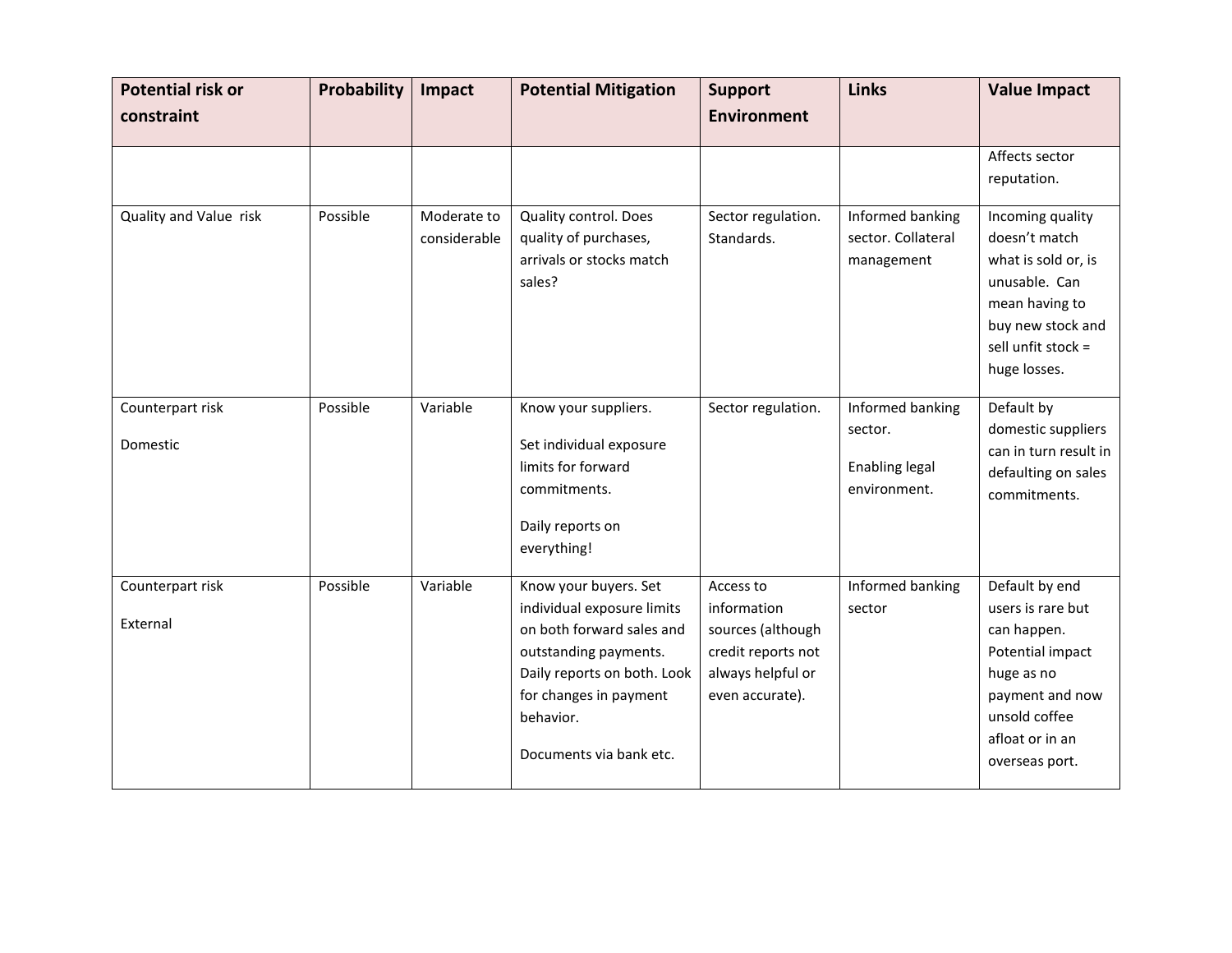| Potential risk or constraint | Probability | Impact | Potential Mitigation | Support Environment | Links | Value Impact |
|---|---|---|---|---|---|---|
| | | | | | | Affects sector reputation. |
| Quality and Value risk | Possible | Moderate to considerable | Quality control. Does quality of purchases, arrivals or stocks match sales? | Sector regulation. Standards. | Informed banking sector. Collateral management | Incoming quality doesn't match what is sold or, is unusable. Can mean having to buy new stock and sell unfit stock = huge losses. |
| Counterpart risk<br><br>Domestic | Possible | Variable | Know your suppliers.<br><br>Set individual exposure limits for forward commitments.<br><br>Daily reports on everything! | Sector regulation. | Informed banking sector.<br><br>Enabling legal environment. | Default by domestic suppliers can in turn result in defaulting on sales commitments. |
| Counterpart risk<br><br>External | Possible | Variable | Know your buyers. Set individual exposure limits on both forward sales and outstanding payments. Daily reports on both. Look for changes in payment behavior.<br><br>Documents via bank etc. | Access to information sources (although credit reports not always helpful or even accurate). | Informed banking sector | Default by end users is rare but can happen. Potential impact huge as no payment and now unsold coffee afloat or in an overseas port. |